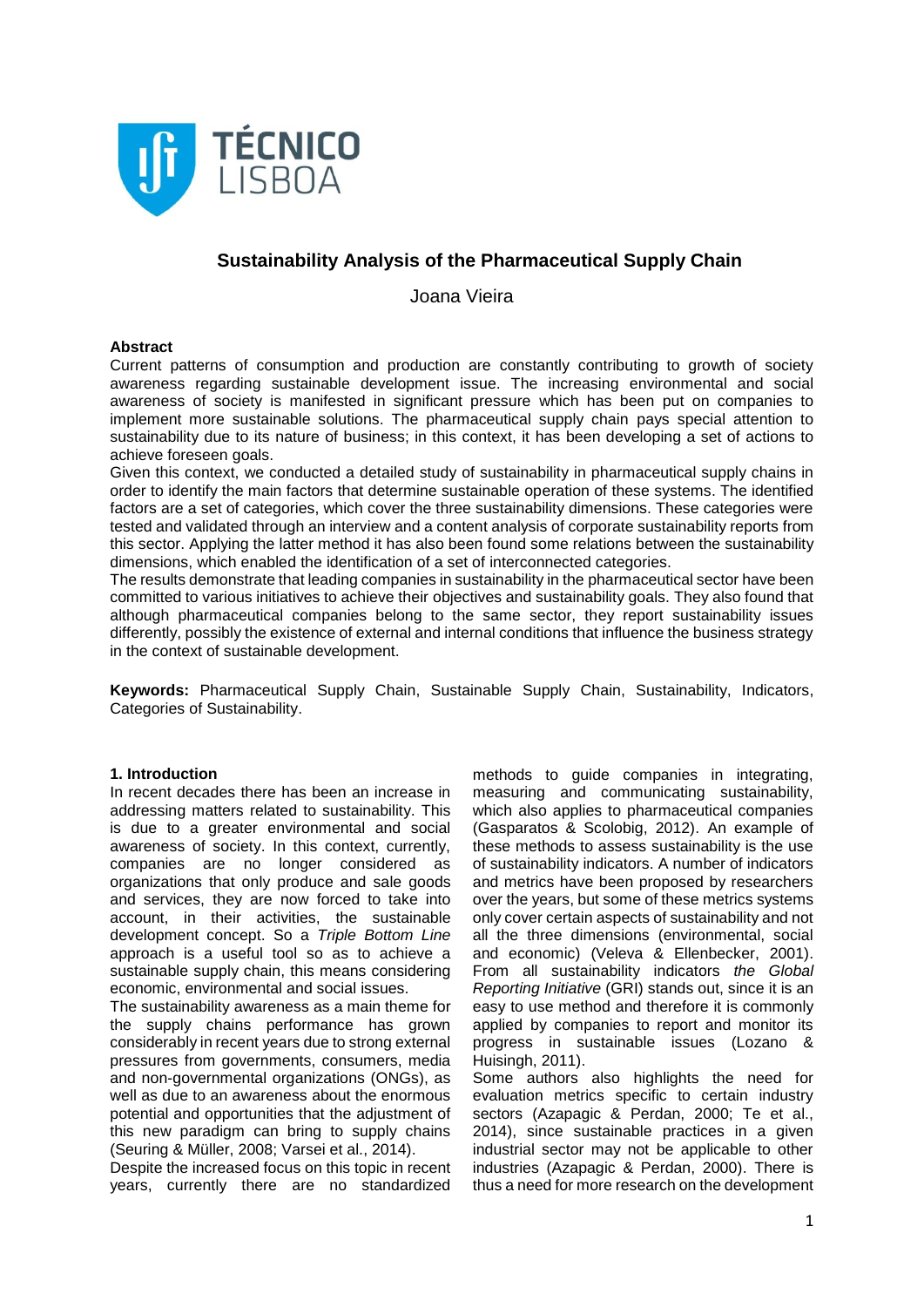# Sustainability Analysis of the Pharmaceutical Supply Chain

Joana Vieira

## Abstract

Current patterns of consumption and production are constantly contributing to growth of society awareness regarding sustainable development issue. The increasing environmental and social awareness of society is manifested in significant pressure which has been put on companies to implement more sustainable solutions. The pharmaceutical supply chain pays special attention to sustainability due to its nature of business; in this context, it has been developing a set of actions to achieve foreseen goals.

Given this context, we conducted a detailed study of sustainability in pharmaceutical supply chains in order to identify the main factors that determine sustainable operation of these systems. The identified factors are a set of categories, which cover the three sustainability dimensions. These categories were tested and validated through an interview and a content analysis of corporate sustainability reports from this sector. Applying the latter method it has also been found some relations between the sustainability dimensions, which enabled the identification of a set of interconnected categories.

The results demonstrate that leading companies in sustainability in the pharmaceutical sector have been committed to various initiatives to achieve their objectives and sustainability goals. They also found that although pharmaceutical companies belong to the same sector, they report sustainability issues differently, possibly the existence of external and internal conditions that influence the business strategy in the context of sustainable development.

**Keywords:** Pharmaceutical Supply Chain, Sustainable Supply Chain, Sustainability, Indicators, Categories of Sustainability.

## 1. Introduction

In recent decades there has been an increase in addressing matters related to sustainability. This is due to a greater environmental and social awareness of society. In this context, currently, companies are no longer considered as organizations that only produce and sale goods and services, they are now forced to take into account, in their activities, the sustainable development concept. So a *Triple Bottom Line* approach is a useful tool so as to achieve a sustainable supply chain, this means considering economic, environmental and social issues.

The sustainability awareness as a main theme for the supply chains performance has grown considerably in recent years due to strong external pressures from governments, consumers, media and non-governmental organizations (ONGs), as well as due to an awareness about the enormous potential and opportunities that the adjustment of this new paradigm can bring to supply chains (Seuring & Müller, 2008; Varsei et al., 2014).

Despite the increased focus on this topic in recent years, currently there are no standardized methods to guide companies in integrating, measuring and communicating sustainability, which also applies to pharmaceutical companies (Gasparatos & Scolobig, 2012). An example of these methods to assess sustainability is the use of sustainability indicators. A number of indicators and metrics have been proposed by researchers over the years, but some of these metrics systems only cover certain aspects of sustainability and not all the three dimensions (environmental, social and economic) (Veleva & Ellenbecker, 2001). From all sustainability indicators *the Global Reporting Initiative* (GRI) stands out, since it is an easy to use method and therefore it is commonly applied by companies to report and monitor its progress in sustainable issues (Lozano & Huisingh, 2011).

Some authors also highlights the need for evaluation metrics specific to certain industry sectors (Azapagic & Perdan, 2000; Te et al., 2014), since sustainable practices in a given industrial sector may not be applicable to other industries (Azapagic & Perdan, 2000). There is thus a need for more research on the development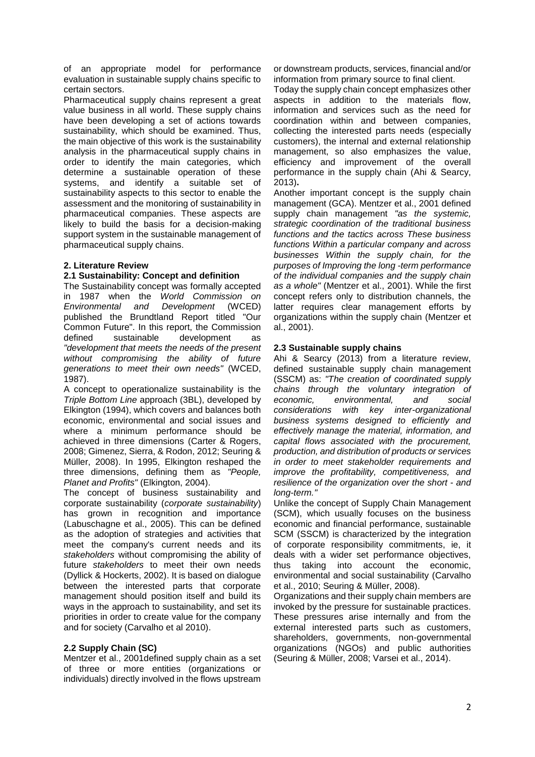of an appropriate model for performance evaluation in sustainable supply chains specific to certain sectors.

Pharmaceutical supply chains represent a great value business in all world. These supply chains have been developing a set of actions towards sustainability, which should be examined. Thus, the main objective of this work is the sustainability analysis in the pharmaceutical supply chains in order to identify the main categories, which determine a sustainable operation of these systems, and identify a suitable set of sustainability aspects to this sector to enable the assessment and the monitoring of sustainability in pharmaceutical companies. These aspects are likely to build the basis for a decision-making support system in the sustainable management of pharmaceutical supply chains.

## 2. Literature Review

### 2.1 Sustainability: Concept and definition

The Sustainability concept was formally accepted in 1987 when the *World Commission on Environmental and Development* (WCED) published the Brundtland Report titled "Our Common Future". In this report, the Commission defined sustainable development as *"development that meets the needs of the present without compromising the ability of future generations to meet their own needs"* (WCED, 1987).

A concept to operationalize sustainability is the *Triple Bottom Line* approach (3BL), developed by Elkington (1994), which covers and balances both economic, environmental and social issues and where a minimum performance should be achieved in three dimensions (Carter & Rogers, 2008; Gimenez, Sierra, & Rodon, 2012; Seuring & Müller, 2008). In 1995, Elkington reshaped the three dimensions, defining them as *"People, Planet and Profits"* (Elkington, 2004).

The concept of business sustainability and corporate sustainability (*corporate sustainability*) has grown in recognition and importance (Labuschagne et al., 2005). This can be defined as the adoption of strategies and activities that meet the company's current needs and its *stakeholders* without compromising the ability of future *stakeholders* to meet their own needs (Dyllick & Hockerts, 2002). It is based on dialogue between the interested parts that corporate management should position itself and build its ways in the approach to sustainability, and set its priorities in order to create value for the company and for society (Carvalho et al 2010).

### 2.2 Supply Chain (SC)

Mentzer et al., 2001defined supply chain as a set of three or more entities (organizations or individuals) directly involved in the flows upstream or downstream products, services, financial and/or information from primary source to final client.

Today the supply chain concept emphasizes other aspects in addition to the materials flow, information and services such as the need for coordination within and between companies, collecting the interested parts needs (especially customers), the internal and external relationship management, so also emphasizes the value, efficiency and improvement of the overall performance in the supply chain (Ahi & Searcy, 2013)**.**

Another important concept is the supply chain management (GCA). Mentzer et al., 2001 defined supply chain management *"as the systemic, strategic coordination of the traditional business functions and the tactics across These business functions Within a particular company and across businesses Within the supply chain, for the purposes of Improving the long -term performance of the individual companies and the supply chain as a whole"* (Mentzer et al., 2001). While the first concept refers only to distribution channels, the latter requires clear management efforts by organizations within the supply chain (Mentzer et al., 2001).

### 2.3 Sustainable supply chains

Ahi & Searcy (2013) from a literature review, defined sustainable supply chain management (SSCM) as: *"The creation of coordinated supply chains through the voluntary integration of economic, environmental, and social considerations with key inter-organizational business systems designed to efficiently and effectively manage the material, information, and capital flows associated with the procurement, production, and distribution of products or services in order to meet stakeholder requirements and improve the profitability, competitiveness, and resilience of the organization over the short - and long-term."*

Unlike the concept of Supply Chain Management (SCM), which usually focuses on the business economic and financial performance, sustainable SCM (SSCM) is characterized by the integration of corporate responsibility commitments, ie, it deals with a wider set performance objectives, thus taking into account the economic, environmental and social sustainability (Carvalho et al., 2010; Seuring & Müller, 2008).

Organizations and their supply chain members are invoked by the pressure for sustainable practices. These pressures arise internally and from the external interested parts such as customers, shareholders, governments, non-governmental organizations (NGOs) and public authorities (Seuring & Müller, 2008; Varsei et al., 2014).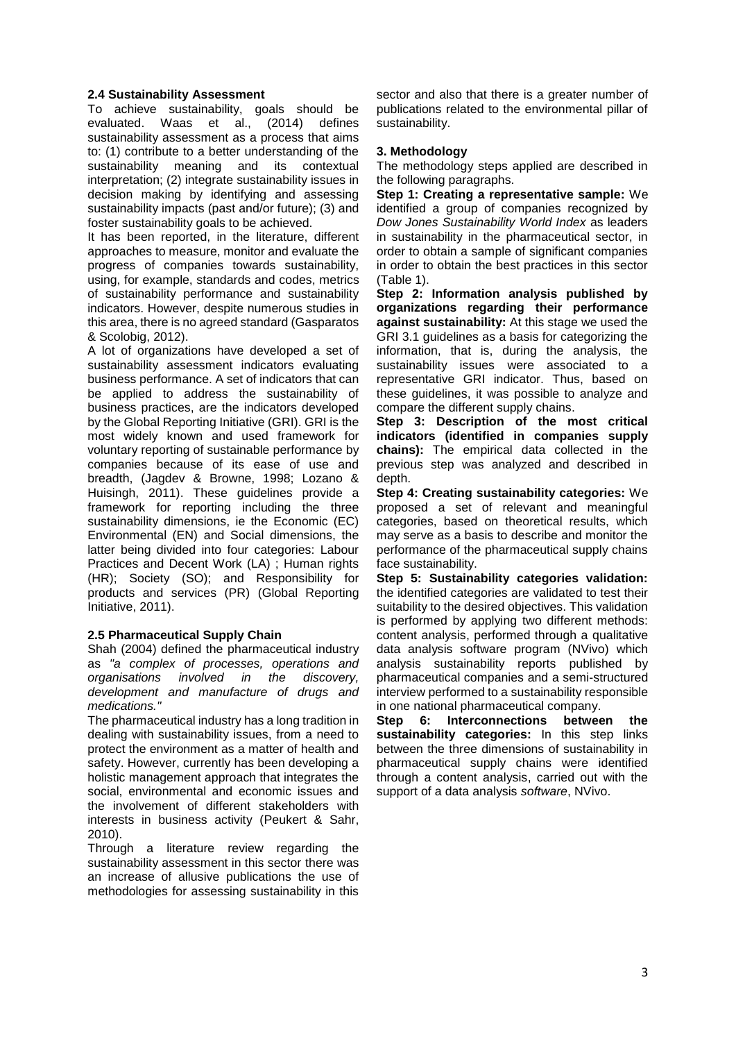### 2.4 Sustainability Assessment

To achieve sustainability, goals should be evaluated. Waas et al., (2014) defines sustainability assessment as a process that aims to: (1) contribute to a better understanding of the sustainability meaning and its contextual interpretation; (2) integrate sustainability issues in decision making by identifying and assessing sustainability impacts (past and/or future); (3) and foster sustainability goals to be achieved.

It has been reported, in the literature, different approaches to measure, monitor and evaluate the progress of companies towards sustainability, using, for example, standards and codes, metrics of sustainability performance and sustainability indicators. However, despite numerous studies in this area, there is no agreed standard (Gasparatos & Scolobig, 2012).

A lot of organizations have developed a set of sustainability assessment indicators evaluating business performance. A set of indicators that can be applied to address the sustainability of business practices, are the indicators developed by the Global Reporting Initiative (GRI). GRI is the most widely known and used framework for voluntary reporting of sustainable performance by companies because of its ease of use and breadth, (Jagdev & Browne, 1998; Lozano & Huisingh, 2011). These guidelines provide a framework for reporting including the three sustainability dimensions, ie the Economic (EC) Environmental (EN) and Social dimensions, the latter being divided into four categories: Labour Practices and Decent Work (LA) ; Human rights (HR); Society (SO); and Responsibility for products and services (PR) (Global Reporting Initiative, 2011).

### 2.5 Pharmaceutical Supply Chain

Shah (2004) defined the pharmaceutical industry as *"a complex of processes, operations and organisations involved in the discovery, development and manufacture of drugs and medications."*

The pharmaceutical industry has a long tradition in dealing with sustainability issues, from a need to protect the environment as a matter of health and safety. However, currently has been developing a holistic management approach that integrates the social, environmental and economic issues and the involvement of different stakeholders with interests in business activity (Peukert & Sahr, 2010).

Through a literature review regarding the sustainability assessment in this sector there was an increase of allusive publications the use of methodologies for assessing sustainability in this sector and also that there is a greater number of publications related to the environmental pillar of sustainability.

## 3. Methodology

The methodology steps applied are described in the following paragraphs.

**Step 1: Creating a representative sample:** We identified a group of companies recognized by *Dow Jones Sustainability World Index* as leaders in sustainability in the pharmaceutical sector, in order to obtain a sample of significant companies in order to obtain the best practices in this sector (Table 1).

**Step 2: Information analysis published by organizations regarding their performance against sustainability:** At this stage we used the GRI 3.1 guidelines as a basis for categorizing the information, that is, during the analysis, the sustainability issues were associated to a representative GRI indicator. Thus, based on these guidelines, it was possible to analyze and compare the different supply chains.

**Step 3: Description of the most critical indicators (identified in companies supply chains):** The empirical data collected in the previous step was analyzed and described in depth.

**Step 4: Creating sustainability categories:** We proposed a set of relevant and meaningful categories, based on theoretical results, which may serve as a basis to describe and monitor the performance of the pharmaceutical supply chains face sustainability.

**Step 5: Sustainability categories validation:** the identified categories are validated to test their suitability to the desired objectives. This validation is performed by applying two different methods: content analysis, performed through a qualitative data analysis software program (NVivo) which analysis sustainability reports published by pharmaceutical companies and a semi-structured interview performed to a sustainability responsible in one national pharmaceutical company.

**Step 6: Interconnections between the sustainability categories:** In this step links between the three dimensions of sustainability in pharmaceutical supply chains were identified through a content analysis, carried out with the support of a data analysis *software*, NVivo.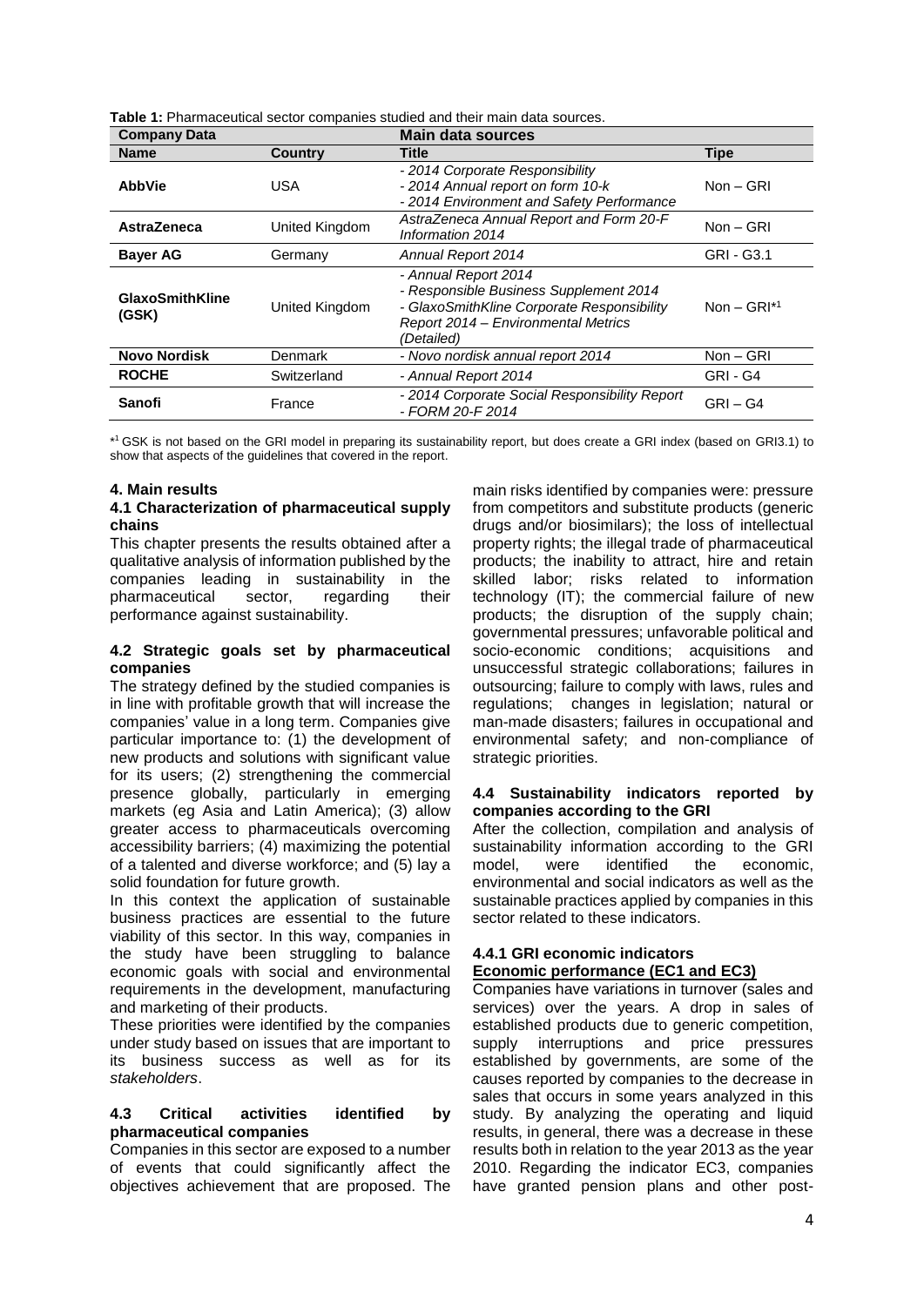**Table 1:** Pharmaceutical sector companies studied and their main data sources.

| Company Data | | Main data sources | |
|---|---|---|---|
| **Name** | **Country** | **Title** | **Tipe** |
| **AbbVie** | USA | *- 2014 Corporate Responsibility*<br>*- 2014 Annual report on form 10-k*<br>*- 2014 Environment and Safety Performance* | Non – GRI |
| **AstraZeneca** | United Kingdom | *AstraZeneca Annual Report and Form 20-F Information 2014* | Non – GRI |
| **Bayer AG** | Germany | *Annual Report 2014* | GRI - G3.1 |
| **GlaxoSmithKline (GSK)** | United Kingdom | *- Annual Report 2014*<br>*- Responsible Business Supplement 2014*<br>*- GlaxoSmithKline Corporate Responsibility Report 2014 – Environmental Metrics (Detailed)* | Non – GRI*[1] |
| **Novo Nordisk** | Denmark | *- Novo nordisk annual report 2014* | Non – GRI |
| **ROCHE** | Switzerland | *- Annual Report 2014* | GRI - G4 |
| **Sanofi** | France | *- 2014 Corporate Social Responsibility Report*<br>*- FORM 20-F 2014* | GRI – G4 |

*[1] GSK is not based on the GRI model in preparing its sustainability report, but does create a GRI index (based on GRI3.1) to show that aspects of the guidelines that covered in the report.

## 4. Main results

### 4.1 Characterization of pharmaceutical supply chains

This chapter presents the results obtained after a qualitative analysis of information published by the companies leading in sustainability in the pharmaceutical sector, regarding their performance against sustainability.

### 4.2 Strategic goals set by pharmaceutical companies

The strategy defined by the studied companies is in line with profitable growth that will increase the companies' value in a long term. Companies give particular importance to: (1) the development of new products and solutions with significant value for its users; (2) strengthening the commercial presence globally, particularly in emerging markets (eg Asia and Latin America); (3) allow greater access to pharmaceuticals overcoming accessibility barriers; (4) maximizing the potential of a talented and diverse workforce; and (5) lay a solid foundation for future growth.

In this context the application of sustainable business practices are essential to the future viability of this sector. In this way, companies in the study have been struggling to balance economic goals with social and environmental requirements in the development, manufacturing and marketing of their products.

These priorities were identified by the companies under study based on issues that are important to its business success as well as for its *stakeholders*.

### 4.3 Critical activities identified by pharmaceutical companies

Companies in this sector are exposed to a number of events that could significantly affect the objectives achievement that are proposed. The main risks identified by companies were: pressure from competitors and substitute products (generic drugs and/or biosimilars); the loss of intellectual property rights; the illegal trade of pharmaceutical products; the inability to attract, hire and retain skilled labor; risks related to information technology (IT); the commercial failure of new products; the disruption of the supply chain; governmental pressures; unfavorable political and socio-economic conditions; acquisitions and unsuccessful strategic collaborations; failures in outsourcing; failure to comply with laws, rules and regulations; changes in legislation; natural or man-made disasters; failures in occupational and environmental safety; and non-compliance of strategic priorities.

### 4.4 Sustainability indicators reported by companies according to the GRI

After the collection, compilation and analysis of sustainability information according to the GRI model, were identified the economic, environmental and social indicators as well as the sustainable practices applied by companies in this sector related to these indicators.

#### 4.4.1 GRI economic indicators

**Economic performance (EC1 and EC3)**

Companies have variations in turnover (sales and services) over the years. A drop in sales of established products due to generic competition, supply interruptions and price pressures established by governments, are some of the causes reported by companies to the decrease in sales that occurs in some years analyzed in this study. By analyzing the operating and liquid results, in general, there was a decrease in these results both in relation to the year 2013 as the year 2010. Regarding the indicator EC3, companies have granted pension plans and other post-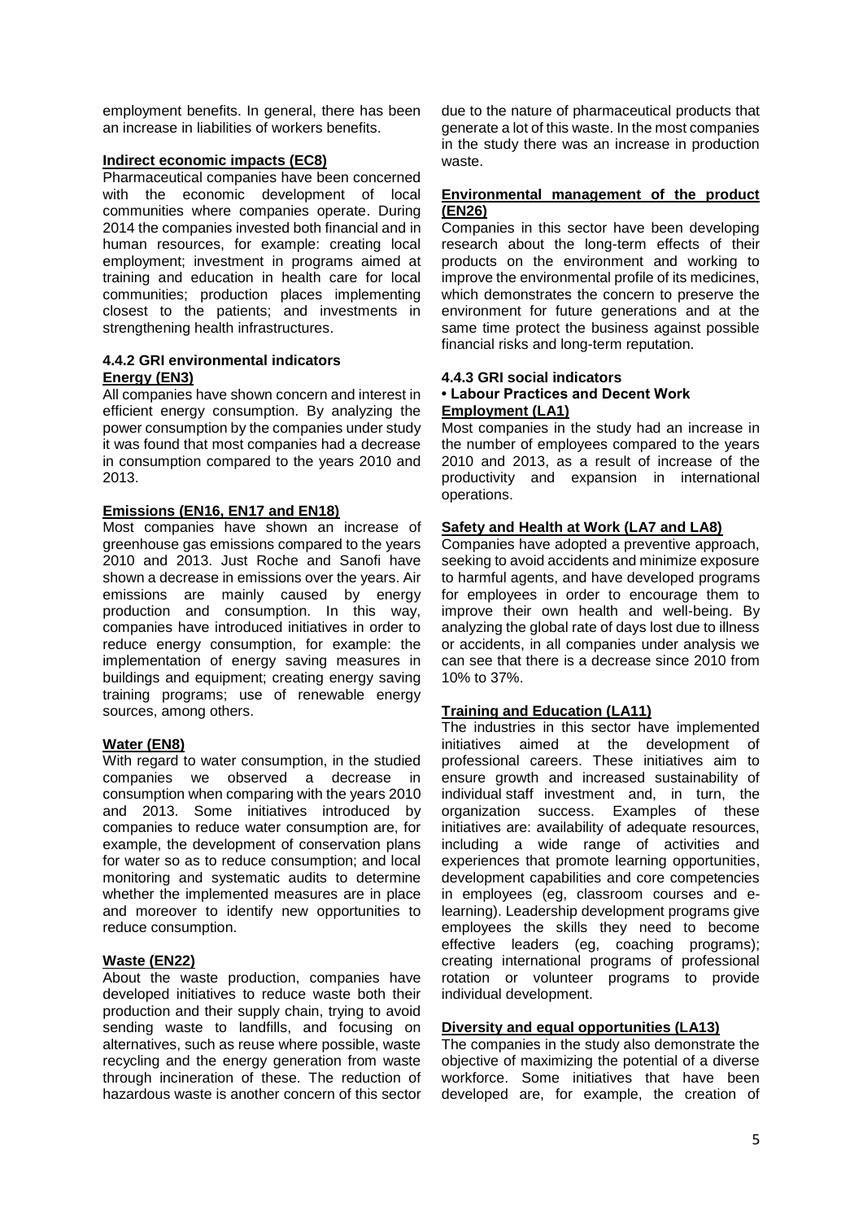employment benefits. In general, there has been an increase in liabilities of workers benefits.

**Indirect economic impacts (EC8)**

Pharmaceutical companies have been concerned with the economic development of local communities where companies operate. During 2014 the companies invested both financial and in human resources, for example: creating local employment; investment in programs aimed at training and education in health care for local communities; production places implementing closest to the patients; and investments in strengthening health infrastructures.

### 4.4.2 GRI environmental indicators

**Energy (EN3)**

All companies have shown concern and interest in efficient energy consumption. By analyzing the power consumption by the companies under study it was found that most companies had a decrease in consumption compared to the years 2010 and 2013.

**Emissions (EN16, EN17 and EN18)**

Most companies have shown an increase of greenhouse gas emissions compared to the years 2010 and 2013. Just Roche and Sanofi have shown a decrease in emissions over the years. Air emissions are mainly caused by energy production and consumption. In this way, companies have introduced initiatives in order to reduce energy consumption, for example: the implementation of energy saving measures in buildings and equipment; creating energy saving training programs; use of renewable energy sources, among others.

**Water (EN8)**

With regard to water consumption, in the studied companies we observed a decrease in consumption when comparing with the years 2010 and 2013. Some initiatives introduced by companies to reduce water consumption are, for example, the development of conservation plans for water so as to reduce consumption; and local monitoring and systematic audits to determine whether the implemented measures are in place and moreover to identify new opportunities to reduce consumption.

**Waste (EN22)**

About the waste production, companies have developed initiatives to reduce waste both their production and their supply chain, trying to avoid sending waste to landfills, and focusing on alternatives, such as reuse where possible, waste recycling and the energy generation from waste through incineration of these. The reduction of hazardous waste is another concern of this sector due to the nature of pharmaceutical products that generate a lot of this waste. In the most companies in the study there was an increase in production waste.

**Environmental management of the product (EN26)**

Companies in this sector have been developing research about the long-term effects of their products on the environment and working to improve the environmental profile of its medicines, which demonstrates the concern to preserve the environment for future generations and at the same time protect the business against possible financial risks and long-term reputation.

### 4.4.3 GRI social indicators

**• Labour Practices and Decent Work**

**Employment (LA1)**

Most companies in the study had an increase in the number of employees compared to the years 2010 and 2013, as a result of increase of the productivity and expansion in international operations.

**Safety and Health at Work (LA7 and LA8)**

Companies have adopted a preventive approach, seeking to avoid accidents and minimize exposure to harmful agents, and have developed programs for employees in order to encourage them to improve their own health and well-being. By analyzing the global rate of days lost due to illness or accidents, in all companies under analysis we can see that there is a decrease since 2010 from 10% to 37%.

**Training and Education (LA11)**

The industries in this sector have implemented initiatives aimed at the development of professional careers. These initiatives aim to ensure growth and increased sustainability of individual staff investment and, in turn, the organization success. Examples of these initiatives are: availability of adequate resources, including a wide range of activities and experiences that promote learning opportunities, development capabilities and core competencies in employees (eg, classroom courses and e-learning). Leadership development programs give employees the skills they need to become effective leaders (eg, coaching programs); creating international programs of professional rotation or volunteer programs to provide individual development.

**Diversity and equal opportunities (LA13)**

The companies in the study also demonstrate the objective of maximizing the potential of a diverse workforce. Some initiatives that have been developed are, for example, the creation of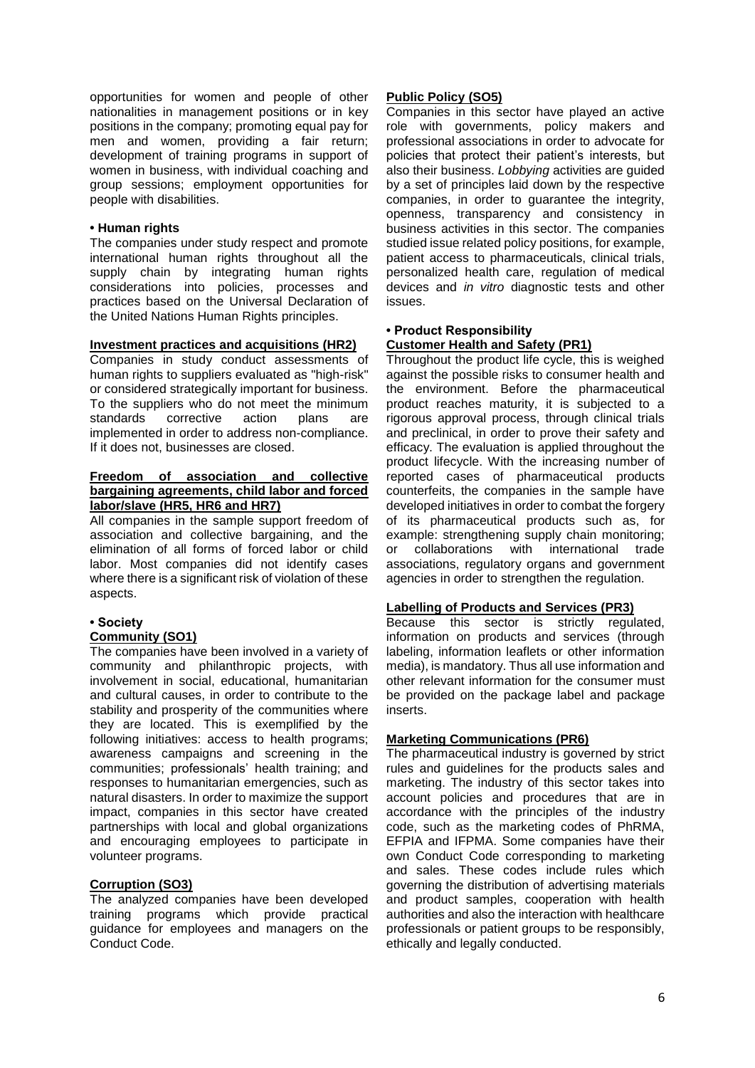opportunities for women and people of other nationalities in management positions or in key positions in the company; promoting equal pay for men and women, providing a fair return; development of training programs in support of women in business, with individual coaching and group sessions; employment opportunities for people with disabilities.

**• Human rights**

The companies under study respect and promote international human rights throughout all the supply chain by integrating human rights considerations into policies, processes and practices based on the Universal Declaration of the United Nations Human Rights principles.

**Investment practices and acquisitions (HR2)**

Companies in study conduct assessments of human rights to suppliers evaluated as "high-risk" or considered strategically important for business. To the suppliers who do not meet the minimum standards corrective action plans are implemented in order to address non-compliance. If it does not, businesses are closed.

**Freedom of association and collective bargaining agreements, child labor and forced labor/slave (HR5, HR6 and HR7)**

All companies in the sample support freedom of association and collective bargaining, and the elimination of all forms of forced labor or child labor. Most companies did not identify cases where there is a significant risk of violation of these aspects.

**• Society**

**Community (SO1)**

The companies have been involved in a variety of community and philanthropic projects, with involvement in social, educational, humanitarian and cultural causes, in order to contribute to the stability and prosperity of the communities where they are located. This is exemplified by the following initiatives: access to health programs; awareness campaigns and screening in the communities; professionals' health training; and responses to humanitarian emergencies, such as natural disasters. In order to maximize the support impact, companies in this sector have created partnerships with local and global organizations and encouraging employees to participate in volunteer programs.

**Corruption (SO3)**

The analyzed companies have been developed training programs which provide practical guidance for employees and managers on the Conduct Code.

**Public Policy (SO5)**

Companies in this sector have played an active role with governments, policy makers and professional associations in order to advocate for policies that protect their patient's interests, but also their business. *Lobbying* activities are guided by a set of principles laid down by the respective companies, in order to guarantee the integrity, openness, transparency and consistency in business activities in this sector. The companies studied issue related policy positions, for example, patient access to pharmaceuticals, clinical trials, personalized health care, regulation of medical devices and *in vitro* diagnostic tests and other issues.

**• Product Responsibility**

**Customer Health and Safety (PR1)**

Throughout the product life cycle, this is weighed against the possible risks to consumer health and the environment. Before the pharmaceutical product reaches maturity, it is subjected to a rigorous approval process, through clinical trials and preclinical, in order to prove their safety and efficacy. The evaluation is applied throughout the product lifecycle. With the increasing number of reported cases of pharmaceutical products counterfeits, the companies in the sample have developed initiatives in order to combat the forgery of its pharmaceutical products such as, for example: strengthening supply chain monitoring; or collaborations with international trade associations, regulatory organs and government agencies in order to strengthen the regulation.

**Labelling of Products and Services (PR3)**

Because this sector is strictly regulated, information on products and services (through labeling, information leaflets or other information media), is mandatory. Thus all use information and other relevant information for the consumer must be provided on the package label and package inserts.

**Marketing Communications (PR6)**

The pharmaceutical industry is governed by strict rules and guidelines for the products sales and marketing. The industry of this sector takes into account policies and procedures that are in accordance with the principles of the industry code, such as the marketing codes of PhRMA, EFPIA and IFPMA. Some companies have their own Conduct Code corresponding to marketing and sales. These codes include rules which governing the distribution of advertising materials and product samples, cooperation with health authorities and also the interaction with healthcare professionals or patient groups to be responsibly, ethically and legally conducted.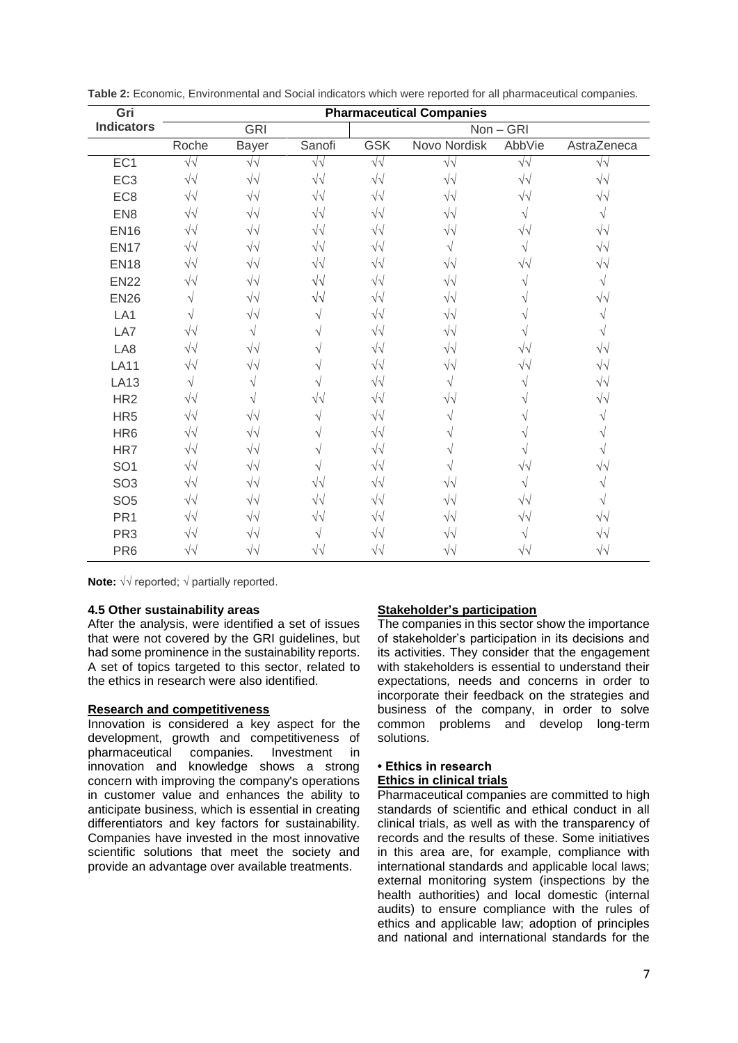**Table 2:** Economic, Environmental and Social indicators which were reported for all pharmaceutical companies.

| Gri Indicators | Pharmaceutical Companies | | | | | | |
|---|---|---|---|---|---|---|---|
| | GRI | | | Non – GRI | | | |
| | Roche | Bayer | Sanofi | GSK | Novo Nordisk | AbbVie | AstraZeneca |
| EC1 | √√ | √√ | √√ | √√ | √√ | √√ | √√ |
| EC3 | √√ | √√ | √√ | √√ | √√ | √√ | √√ |
| EC8 | √√ | √√ | √√ | √√ | √√ | √√ | √√ |
| EN8 | √√ | √√ | √√ | √√ | √√ | √ | √ |
| EN16 | √√ | √√ | √√ | √√ | √√ | √√ | √√ |
| EN17 | √√ | √√ | √√ | √√ | √ | √ | √√ |
| EN18 | √√ | √√ | √√ | √√ | √√ | √√ | √√ |
| EN22 | √√ | √√ | √√ | √√ | √√ | √ | √ |
| EN26 | √ | √√ | √√ | √√ | √√ | √ | √√ |
| LA1 | √ | √√ | √ | √√ | √√ | √ | √ |
| LA7 | √√ | √ | √ | √√ | √√ | √ | √ |
| LA8 | √√ | √√ | √ | √√ | √√ | √√ | √√ |
| LA11 | √√ | √√ | √ | √√ | √√ | √√ | √√ |
| LA13 | √ | √ | √ | √√ | √ | √ | √√ |
| HR2 | √√ | √ | √√ | √√ | √√ | √ | √√ |
| HR5 | √√ | √√ | √ | √√ | √ | √ | √ |
| HR6 | √√ | √√ | √ | √√ | √ | √ | √ |
| HR7 | √√ | √√ | √ | √√ | √ | √ | √ |
| SO1 | √√ | √√ | √ | √√ | √ | √√ | √√ |
| SO3 | √√ | √√ | √√ | √√ | √√ | √ | √ |
| SO5 | √√ | √√ | √√ | √√ | √√ | √√ | √ |
| PR1 | √√ | √√ | √√ | √√ | √√ | √√ | √√ |
| PR3 | √√ | √√ | √ | √√ | √√ | √ | √√ |
| PR6 | √√ | √√ | √√ | √√ | √√ | √√ | √√ |

**Note:** √√ reported; √ partially reported.

#### 4.5 Other sustainability areas

After the analysis, were identified a set of issues that were not covered by the GRI guidelines, but had some prominence in the sustainability reports. A set of topics targeted to this sector, related to the ethics in research were also identified.

**Research and competitiveness**

Innovation is considered a key aspect for the development, growth and competitiveness of pharmaceutical companies. Investment in innovation and knowledge shows a strong concern with improving the company's operations in customer value and enhances the ability to anticipate business, which is essential in creating differentiators and key factors for sustainability. Companies have invested in the most innovative scientific solutions that meet the society and provide an advantage over available treatments.

**Stakeholder's participation**

The companies in this sector show the importance of stakeholder's participation in its decisions and its activities. They consider that the engagement with stakeholders is essential to understand their expectations, needs and concerns in order to incorporate their feedback on the strategies and business of the company, in order to solve common problems and develop long-term solutions.

**• Ethics in research**

**Ethics in clinical trials**

Pharmaceutical companies are committed to high standards of scientific and ethical conduct in all clinical trials, as well as with the transparency of records and the results of these. Some initiatives in this area are, for example, compliance with international standards and applicable local laws; external monitoring system (inspections by the health authorities) and local domestic (internal audits) to ensure compliance with the rules of ethics and applicable law; adoption of principles and national and international standards for the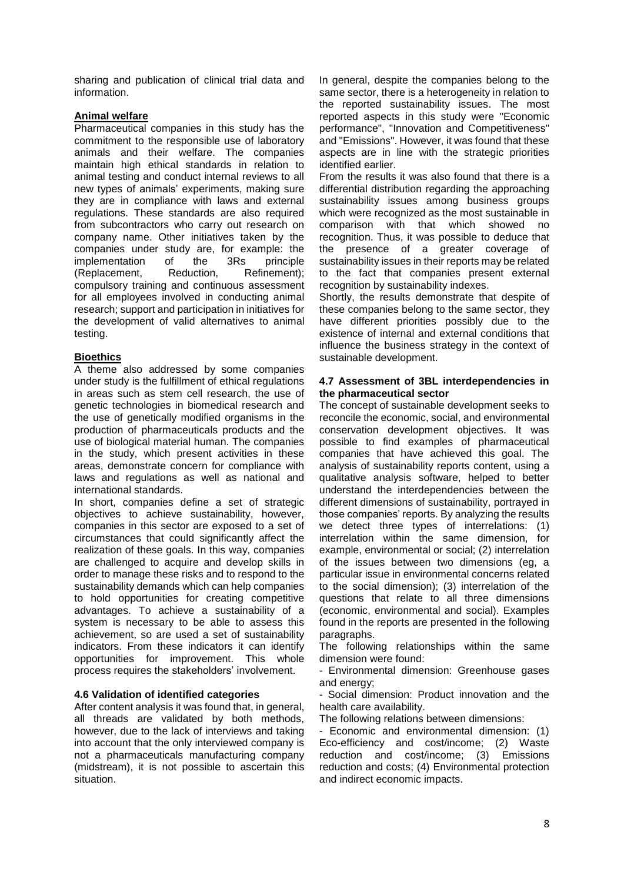sharing and publication of clinical trial data and information.

**Animal welfare**

Pharmaceutical companies in this study has the commitment to the responsible use of laboratory animals and their welfare. The companies maintain high ethical standards in relation to animal testing and conduct internal reviews to all new types of animals' experiments, making sure they are in compliance with laws and external regulations. These standards are also required from subcontractors who carry out research on company name. Other initiatives taken by the companies under study are, for example: the implementation of the 3Rs principle (Replacement, Reduction, Refinement); compulsory training and continuous assessment for all employees involved in conducting animal research; support and participation in initiatives for the development of valid alternatives to animal testing.

**Bioethics**

A theme also addressed by some companies under study is the fulfillment of ethical regulations in areas such as stem cell research, the use of genetic technologies in biomedical research and the use of genetically modified organisms in the production of pharmaceuticals products and the use of biological material human. The companies in the study, which present activities in these areas, demonstrate concern for compliance with laws and regulations as well as national and international standards.

In short, companies define a set of strategic objectives to achieve sustainability, however, companies in this sector are exposed to a set of circumstances that could significantly affect the realization of these goals. In this way, companies are challenged to acquire and develop skills in order to manage these risks and to respond to the sustainability demands which can help companies to hold opportunities for creating competitive advantages. To achieve a sustainability of a system is necessary to be able to assess this achievement, so are used a set of sustainability indicators. From these indicators it can identify opportunities for improvement. This whole process requires the stakeholders' involvement.

### 4.6 Validation of identified categories

After content analysis it was found that, in general, all threads are validated by both methods, however, due to the lack of interviews and taking into account that the only interviewed company is not a pharmaceuticals manufacturing company (midstream), it is not possible to ascertain this situation.

In general, despite the companies belong to the same sector, there is a heterogeneity in relation to the reported sustainability issues. The most reported aspects in this study were "Economic performance", "Innovation and Competitiveness" and "Emissions". However, it was found that these aspects are in line with the strategic priorities identified earlier.

From the results it was also found that there is a differential distribution regarding the approaching sustainability issues among business groups which were recognized as the most sustainable in comparison with that which showed no recognition. Thus, it was possible to deduce that the presence of a greater coverage of sustainability issues in their reports may be related to the fact that companies present external recognition by sustainability indexes.

Shortly, the results demonstrate that despite of these companies belong to the same sector, they have different priorities possibly due to the existence of internal and external conditions that influence the business strategy in the context of sustainable development.

### 4.7 Assessment of 3BL interdependencies in the pharmaceutical sector

The concept of sustainable development seeks to reconcile the economic, social, and environmental conservation development objectives. It was possible to find examples of pharmaceutical companies that have achieved this goal. The analysis of sustainability reports content, using a qualitative analysis software, helped to better understand the interdependencies between the different dimensions of sustainability, portrayed in those companies' reports. By analyzing the results we detect three types of interrelations: (1) interrelation within the same dimension, for example, environmental or social; (2) interrelation of the issues between two dimensions (eg, a particular issue in environmental concerns related to the social dimension); (3) interrelation of the questions that relate to all three dimensions (economic, environmental and social). Examples found in the reports are presented in the following paragraphs.

The following relationships within the same dimension were found:

- Environmental dimension: Greenhouse gases and energy;
- Social dimension: Product innovation and the health care availability.

The following relations between dimensions:

- Economic and environmental dimension: (1) Eco-efficiency and cost/income; (2) Waste reduction and cost/income; (3) Emissions reduction and costs; (4) Environmental protection and indirect economic impacts.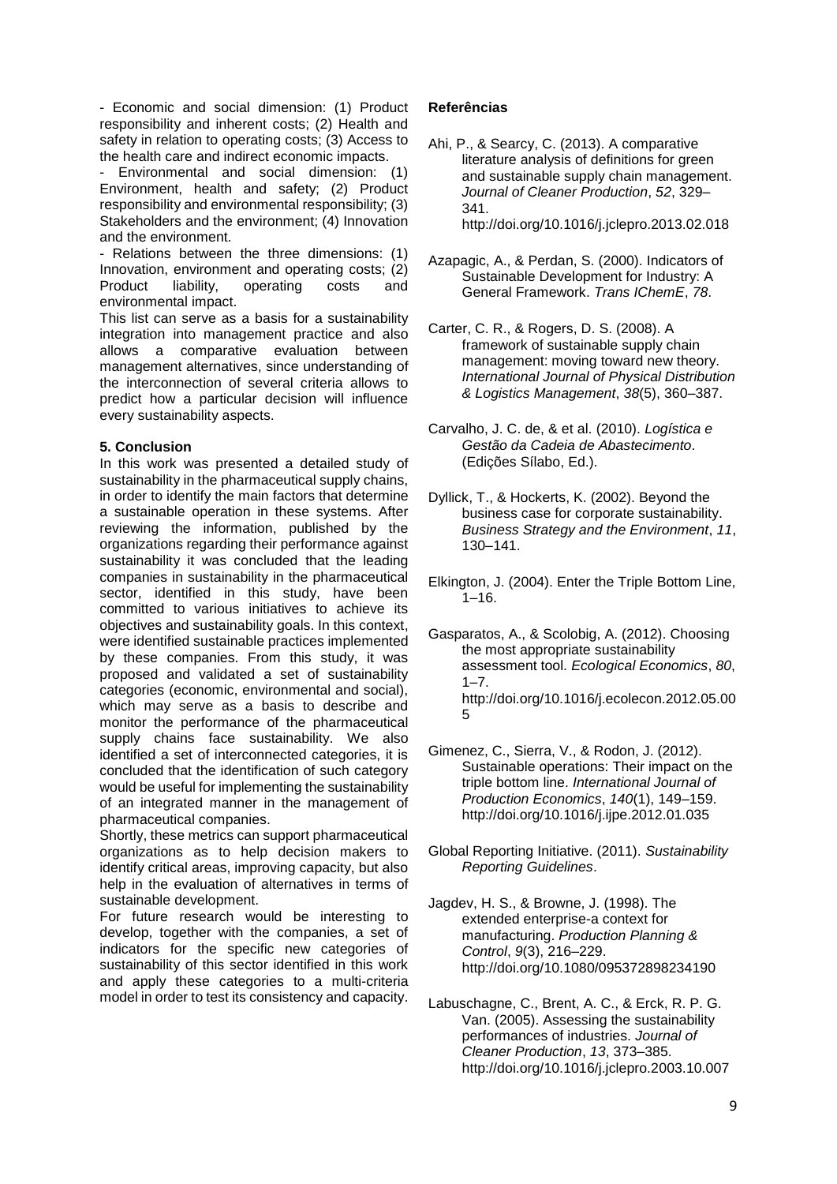- Economic and social dimension: (1) Product responsibility and inherent costs; (2) Health and safety in relation to operating costs; (3) Access to the health care and indirect economic impacts.

- Environmental and social dimension: (1) Environment, health and safety; (2) Product responsibility and environmental responsibility; (3) Stakeholders and the environment; (4) Innovation and the environment.

- Relations between the three dimensions: (1) Innovation, environment and operating costs; (2) Product liability, operating costs and environmental impact.

This list can serve as a basis for a sustainability integration into management practice and also allows a comparative evaluation between management alternatives, since understanding of the interconnection of several criteria allows to predict how a particular decision will influence every sustainability aspects.

## 5. Conclusion

In this work was presented a detailed study of sustainability in the pharmaceutical supply chains, in order to identify the main factors that determine a sustainable operation in these systems. After reviewing the information, published by the organizations regarding their performance against sustainability it was concluded that the leading companies in sustainability in the pharmaceutical sector, identified in this study, have been committed to various initiatives to achieve its objectives and sustainability goals. In this context, were identified sustainable practices implemented by these companies. From this study, it was proposed and validated a set of sustainability categories (economic, environmental and social), which may serve as a basis to describe and monitor the performance of the pharmaceutical supply chains face sustainability. We also identified a set of interconnected categories, it is concluded that the identification of such category would be useful for implementing the sustainability of an integrated manner in the management of pharmaceutical companies.

Shortly, these metrics can support pharmaceutical organizations as to help decision makers to identify critical areas, improving capacity, but also help in the evaluation of alternatives in terms of sustainable development.

For future research would be interesting to develop, together with the companies, a set of indicators for the specific new categories of sustainability of this sector identified in this work and apply these categories to a multi-criteria model in order to test its consistency and capacity.

## Referências

Ahi, P., & Searcy, C. (2013). A comparative literature analysis of definitions for green and sustainable supply chain management. *Journal of Cleaner Production*, *52*, 329–341. http://doi.org/10.1016/j.jclepro.2013.02.018

Azapagic, A., & Perdan, S. (2000). Indicators of Sustainable Development for Industry: A General Framework. *Trans IChemE*, *78*.

Carter, C. R., & Rogers, D. S. (2008). A framework of sustainable supply chain management: moving toward new theory. *International Journal of Physical Distribution & Logistics Management*, *38*(5), 360–387.

Carvalho, J. C. de, & et al. (2010). *Logística e Gestão da Cadeia de Abastecimento*. (Edições Sílabo, Ed.).

Dyllick, T., & Hockerts, K. (2002). Beyond the business case for corporate sustainability. *Business Strategy and the Environment*, *11*, 130–141.

Elkington, J. (2004). Enter the Triple Bottom Line, 1–16.

Gasparatos, A., & Scolobig, A. (2012). Choosing the most appropriate sustainability assessment tool. *Ecological Economics*, *80*, 1–7. http://doi.org/10.1016/j.ecolecon.2012.05.005

Gimenez, C., Sierra, V., & Rodon, J. (2012). Sustainable operations: Their impact on the triple bottom line. *International Journal of Production Economics*, *140*(1), 149–159. http://doi.org/10.1016/j.ijpe.2012.01.035

Global Reporting Initiative. (2011). *Sustainability Reporting Guidelines*.

Jagdev, H. S., & Browne, J. (1998). The extended enterprise-a context for manufacturing. *Production Planning & Control*, *9*(3), 216–229. http://doi.org/10.1080/095372898234190

Labuschagne, C., Brent, A. C., & Erck, R. P. G. Van. (2005). Assessing the sustainability performances of industries. *Journal of Cleaner Production*, *13*, 373–385. http://doi.org/10.1016/j.jclepro.2003.10.007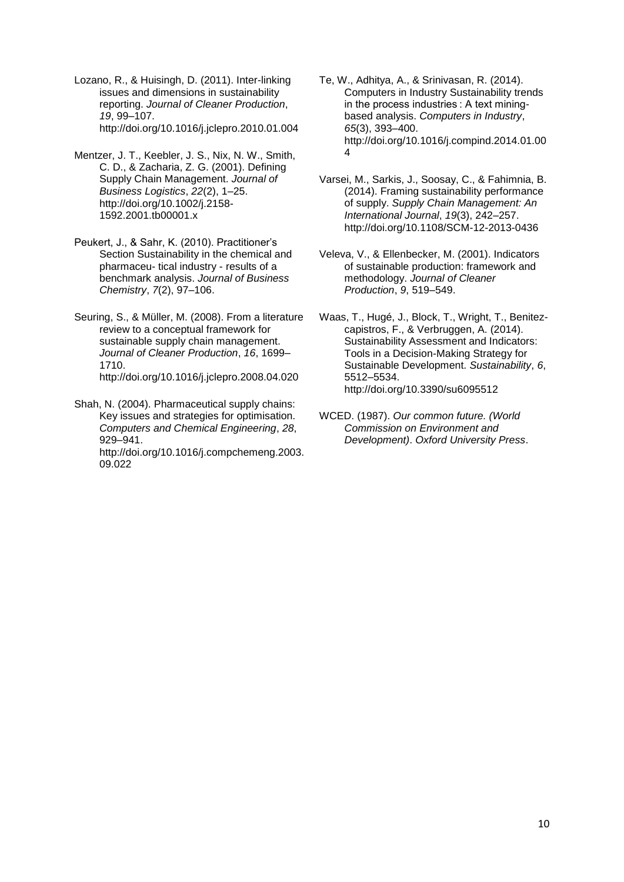Lozano, R., & Huisingh, D. (2011). Inter-linking issues and dimensions in sustainability reporting. *Journal of Cleaner Production*, *19*, 99–107. http://doi.org/10.1016/j.jclepro.2010.01.004

Mentzer, J. T., Keebler, J. S., Nix, N. W., Smith, C. D., & Zacharia, Z. G. (2001). Defining Supply Chain Management. *Journal of Business Logistics*, *22*(2), 1–25. http://doi.org/10.1002/j.2158-1592.2001.tb00001.x

Peukert, J., & Sahr, K. (2010). Practitioner's Section Sustainability in the chemical and pharmaceu- tical industry - results of a benchmark analysis. *Journal of Business Chemistry*, *7*(2), 97–106.

Seuring, S., & Müller, M. (2008). From a literature review to a conceptual framework for sustainable supply chain management. *Journal of Cleaner Production*, *16*, 1699–1710. http://doi.org/10.1016/j.jclepro.2008.04.020

Shah, N. (2004). Pharmaceutical supply chains: Key issues and strategies for optimisation. *Computers and Chemical Engineering*, *28*, 929–941. http://doi.org/10.1016/j.compchemeng.2003.09.022

Te, W., Adhitya, A., & Srinivasan, R. (2014). Computers in Industry Sustainability trends in the process industries : A text mining-based analysis. *Computers in Industry*, *65*(3), 393–400. http://doi.org/10.1016/j.compind.2014.01.004

Varsei, M., Sarkis, J., Soosay, C., & Fahimnia, B. (2014). Framing sustainability performance of supply. *Supply Chain Management: An International Journal*, *19*(3), 242–257. http://doi.org/10.1108/SCM-12-2013-0436

Veleva, V., & Ellenbecker, M. (2001). Indicators of sustainable production: framework and methodology. *Journal of Cleaner Production*, *9*, 519–549.

Waas, T., Hugé, J., Block, T., Wright, T., Benitez-capistros, F., & Verbruggen, A. (2014). Sustainability Assessment and Indicators: Tools in a Decision-Making Strategy for Sustainable Development. *Sustainability*, *6*, 5512–5534. http://doi.org/10.3390/su6095512

WCED. (1987). *Our common future. (World Commission on Environment and Development)*. *Oxford University Press*.